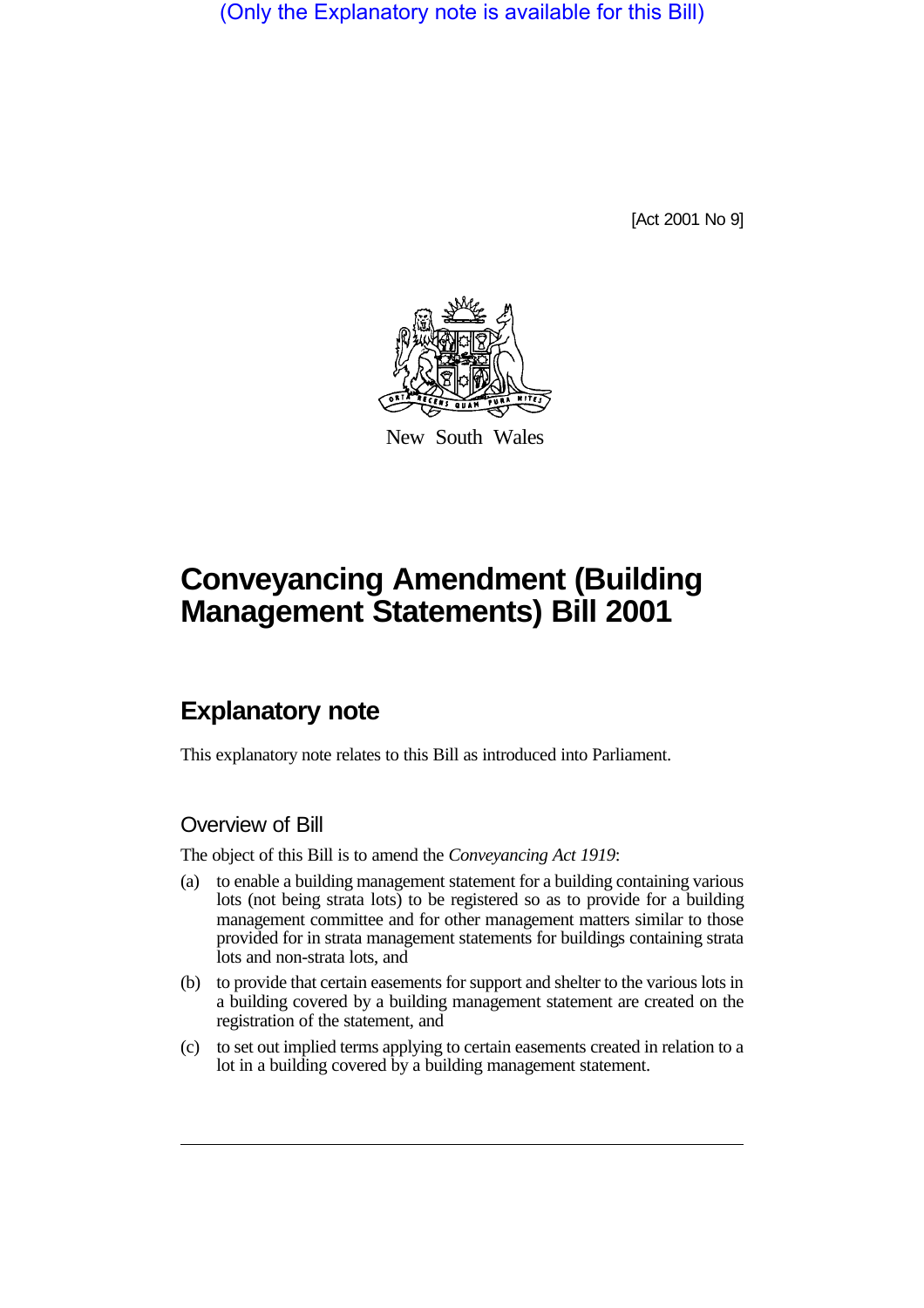(Only the Explanatory note is available for this Bill)

[Act 2001 No 9]

New South Wales

# Conveyancing Amendment (Building Management Statements) Bill 2001

## Explanatory note

This explanatory note relates to this Bill as introduced into Parliament.

### Overview of Bill

The object of this Bill is to amend the *Conveyancing Act 1919*:

(a) to enable a building management statement for a building containing various lots (not being strata lots) to be registered so as to provide for a building management committee and for other management matters similar to those provided for in strata management statements for buildings containing strata lots and non-strata lots, and

(b) to provide that certain easements for support and shelter to the various lots in a building covered by a building management statement are created on the registration of the statement, and

(c) to set out implied terms applying to certain easements created in relation to a lot in a building covered by a building management statement.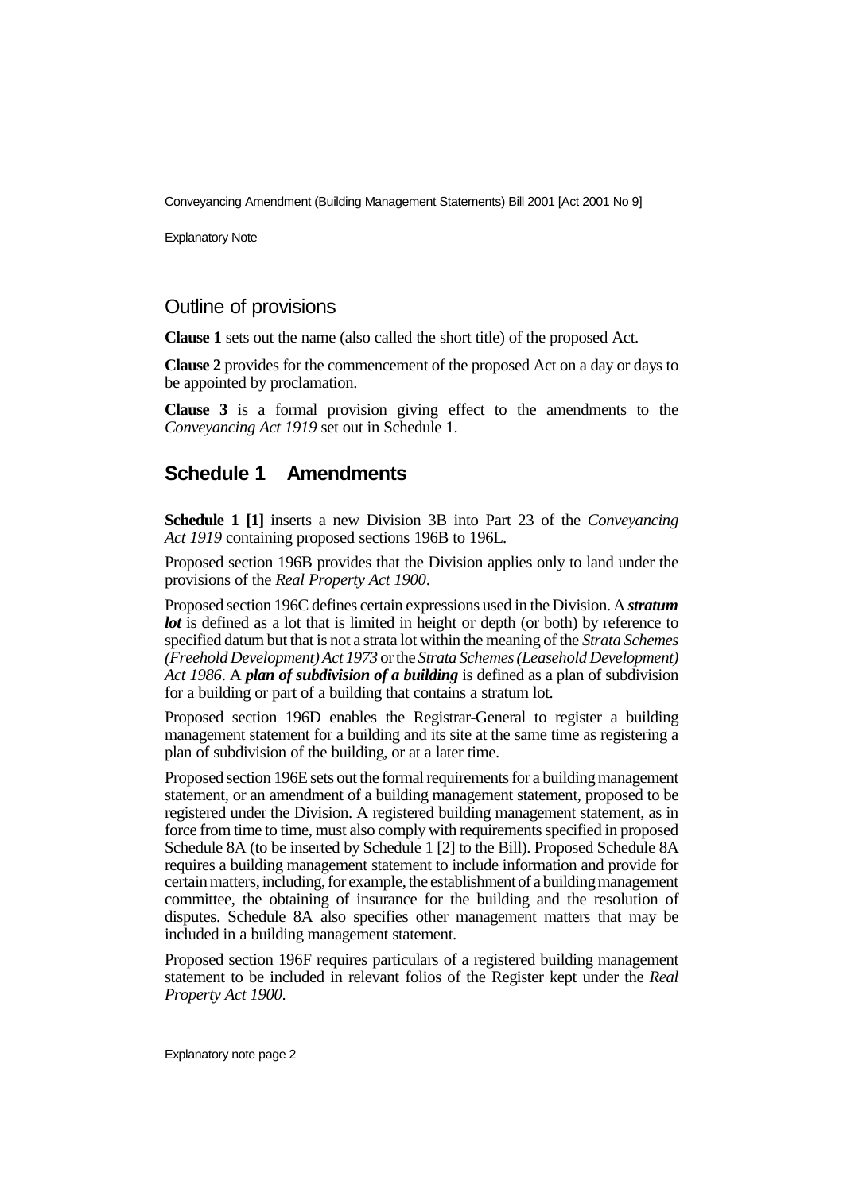## Outline of provisions

**Clause 1** sets out the name (also called the short title) of the proposed Act.

**Clause 2** provides for the commencement of the proposed Act on a day or days to be appointed by proclamation.

**Clause 3** is a formal provision giving effect to the amendments to the *Conveyancing Act 1919* set out in Schedule 1.

## Schedule 1 Amendments

**Schedule 1 [1]** inserts a new Division 3B into Part 23 of the *Conveyancing Act 1919* containing proposed sections 196B to 196L.

Proposed section 196B provides that the Division applies only to land under the provisions of the *Real Property Act 1900*.

Proposed section 196C defines certain expressions used in the Division. A ***stratum lot*** is defined as a lot that is limited in height or depth (or both) by reference to specified datum but that is not a strata lot within the meaning of the *Strata Schemes (Freehold Development) Act 1973* or the *Strata Schemes (Leasehold Development) Act 1986*. A ***plan of subdivision of a building*** is defined as a plan of subdivision for a building or part of a building that contains a stratum lot.

Proposed section 196D enables the Registrar-General to register a building management statement for a building and its site at the same time as registering a plan of subdivision of the building, or at a later time.

Proposed section 196E sets out the formal requirements for a building management statement, or an amendment of a building management statement, proposed to be registered under the Division. A registered building management statement, as in force from time to time, must also comply with requirements specified in proposed Schedule 8A (to be inserted by Schedule 1 [2] to the Bill). Proposed Schedule 8A requires a building management statement to include information and provide for certain matters, including, for example, the establishment of a building management committee, the obtaining of insurance for the building and the resolution of disputes. Schedule 8A also specifies other management matters that may be included in a building management statement.

Proposed section 196F requires particulars of a registered building management statement to be included in relevant folios of the Register kept under the *Real Property Act 1900*.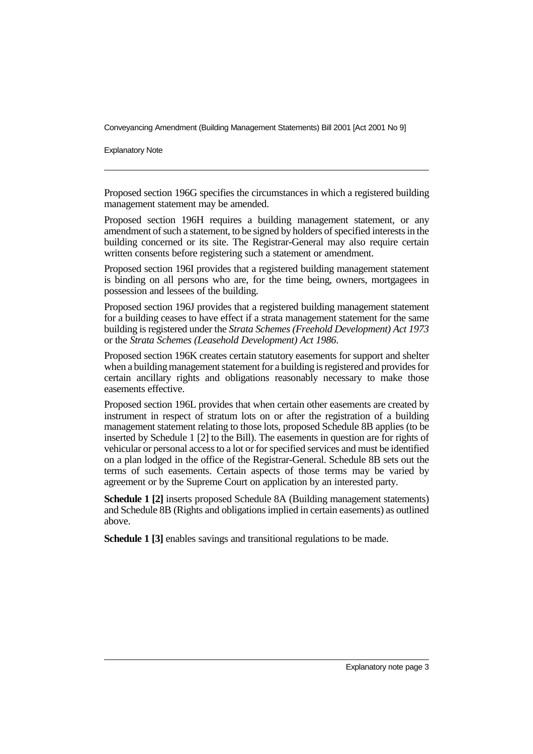Proposed section 196G specifies the circumstances in which a registered building management statement may be amended.

Proposed section 196H requires a building management statement, or any amendment of such a statement, to be signed by holders of specified interests in the building concerned or its site. The Registrar-General may also require certain written consents before registering such a statement or amendment.

Proposed section 196I provides that a registered building management statement is binding on all persons who are, for the time being, owners, mortgagees in possession and lessees of the building.

Proposed section 196J provides that a registered building management statement for a building ceases to have effect if a strata management statement for the same building is registered under the *Strata Schemes (Freehold Development) Act 1973* or the *Strata Schemes (Leasehold Development) Act 1986*.

Proposed section 196K creates certain statutory easements for support and shelter when a building management statement for a building is registered and provides for certain ancillary rights and obligations reasonably necessary to make those easements effective.

Proposed section 196L provides that when certain other easements are created by instrument in respect of stratum lots on or after the registration of a building management statement relating to those lots, proposed Schedule 8B applies (to be inserted by Schedule 1 [2] to the Bill). The easements in question are for rights of vehicular or personal access to a lot or for specified services and must be identified on a plan lodged in the office of the Registrar-General. Schedule 8B sets out the terms of such easements. Certain aspects of those terms may be varied by agreement or by the Supreme Court on application by an interested party.

**Schedule 1 [2]** inserts proposed Schedule 8A (Building management statements) and Schedule 8B (Rights and obligations implied in certain easements) as outlined above.

**Schedule 1 [3]** enables savings and transitional regulations to be made.